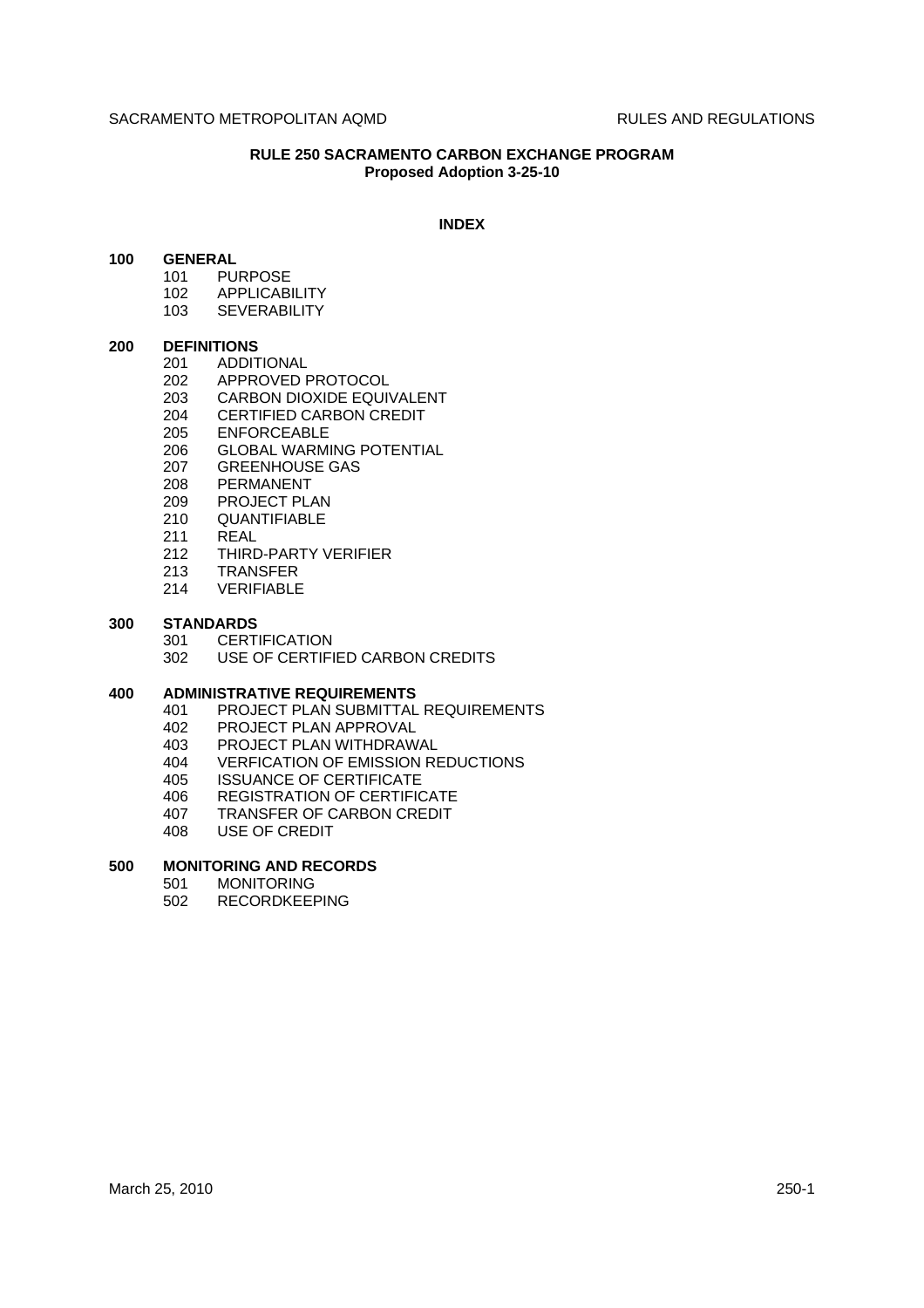**RULE 250 SACRAMENTO CARBON EXCHANGE PROGRAM**
**Proposed Adoption 3-25-10**

**INDEX**

**100 GENERAL**
- 101 PURPOSE
- 102 APPLICABILITY
- 103 SEVERABILITY

**200 DEFINITIONS**
- 201 ADDITIONAL
- 202 APPROVED PROTOCOL
- 203 CARBON DIOXIDE EQUIVALENT
- 204 CERTIFIED CARBON CREDIT
- 205 ENFORCEABLE
- 206 GLOBAL WARMING POTENTIAL
- 207 GREENHOUSE GAS
- 208 PERMANENT
- 209 PROJECT PLAN
- 210 QUANTIFIABLE
- 211 REAL
- 212 THIRD-PARTY VERIFIER
- 213 TRANSFER
- 214 VERIFIABLE

**300 STANDARDS**
- 301 CERTIFICATION
- 302 USE OF CERTIFIED CARBON CREDITS

**400 ADMINISTRATIVE REQUIREMENTS**
- 401 PROJECT PLAN SUBMITTAL REQUIREMENTS
- 402 PROJECT PLAN APPROVAL
- 403 PROJECT PLAN WITHDRAWAL
- 404 VERFICATION OF EMISSION REDUCTIONS
- 405 ISSUANCE OF CERTIFICATE
- 406 REGISTRATION OF CERTIFICATE
- 407 TRANSFER OF CARBON CREDIT
- 408 USE OF CREDIT

**500 MONITORING AND RECORDS**
- 501 MONITORING
- 502 RECORDKEEPING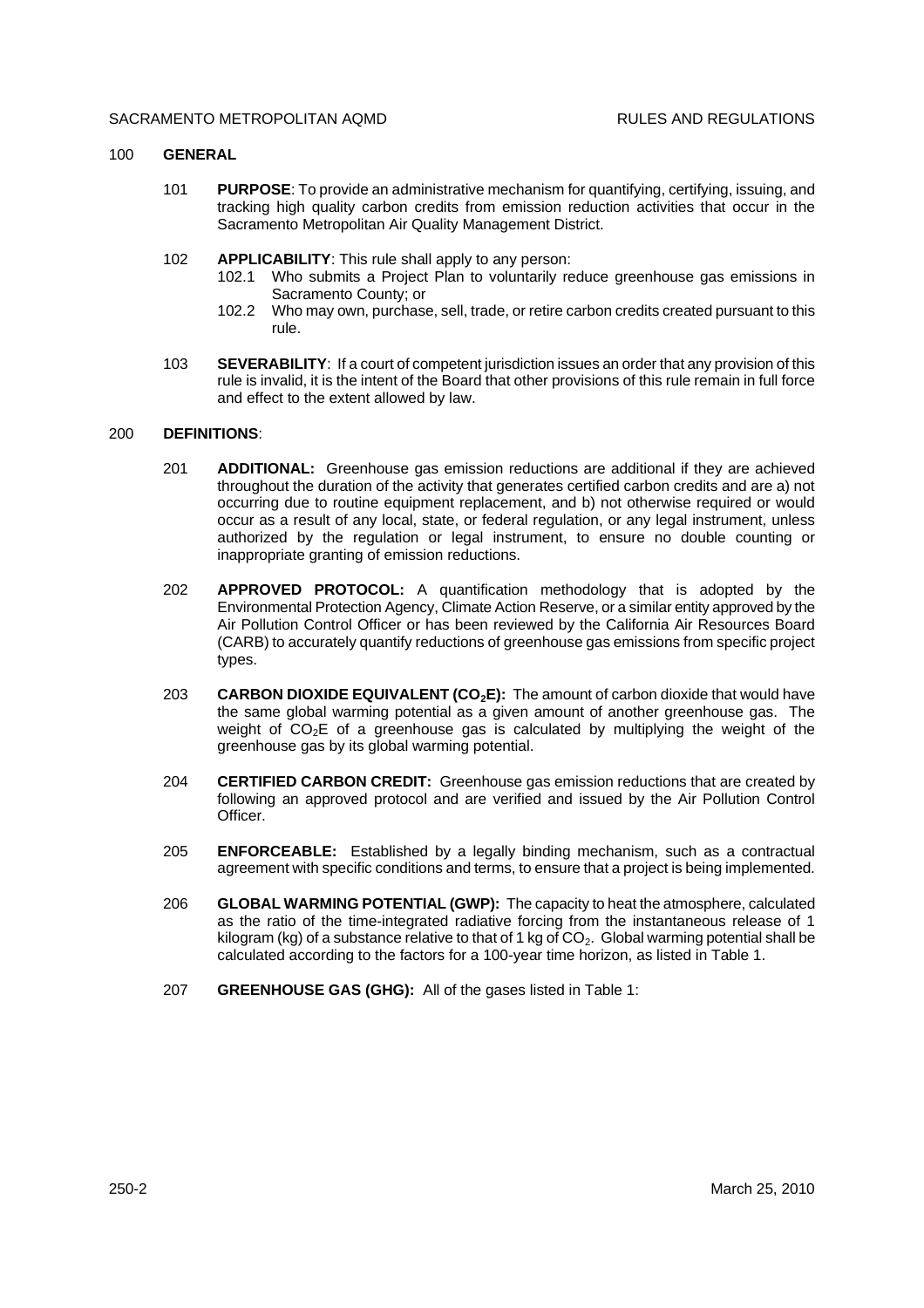## 100 GENERAL

101 **PURPOSE**: To provide an administrative mechanism for quantifying, certifying, issuing, and tracking high quality carbon credits from emission reduction activities that occur in the Sacramento Metropolitan Air Quality Management District.

102 **APPLICABILITY**: This rule shall apply to any person:

102.1 Who submits a Project Plan to voluntarily reduce greenhouse gas emissions in Sacramento County; or

102.2 Who may own, purchase, sell, trade, or retire carbon credits created pursuant to this rule.

103 **SEVERABILITY**: If a court of competent jurisdiction issues an order that any provision of this rule is invalid, it is the intent of the Board that other provisions of this rule remain in full force and effect to the extent allowed by law.

## 200 DEFINITIONS:

201 **ADDITIONAL:** Greenhouse gas emission reductions are additional if they are achieved throughout the duration of the activity that generates certified carbon credits and are a) not occurring due to routine equipment replacement, and b) not otherwise required or would occur as a result of any local, state, or federal regulation, or any legal instrument, unless authorized by the regulation or legal instrument, to ensure no double counting or inappropriate granting of emission reductions.

202 **APPROVED PROTOCOL:** A quantification methodology that is adopted by the Environmental Protection Agency, Climate Action Reserve, or a similar entity approved by the Air Pollution Control Officer or has been reviewed by the California Air Resources Board (CARB) to accurately quantify reductions of greenhouse gas emissions from specific project types.

203 **CARBON DIOXIDE EQUIVALENT ($CO_2E$):** The amount of carbon dioxide that would have the same global warming potential as a given amount of another greenhouse gas. The weight of $CO_2E$ of a greenhouse gas is calculated by multiplying the weight of the greenhouse gas by its global warming potential.

204 **CERTIFIED CARBON CREDIT:** Greenhouse gas emission reductions that are created by following an approved protocol and are verified and issued by the Air Pollution Control Officer.

205 **ENFORCEABLE:** Established by a legally binding mechanism, such as a contractual agreement with specific conditions and terms, to ensure that a project is being implemented.

206 **GLOBAL WARMING POTENTIAL (GWP):** The capacity to heat the atmosphere, calculated as the ratio of the time-integrated radiative forcing from the instantaneous release of 1 kilogram (kg) of a substance relative to that of 1 kg of $CO_2$. Global warming potential shall be calculated according to the factors for a 100-year time horizon, as listed in Table 1.

207 **GREENHOUSE GAS (GHG):** All of the gases listed in Table 1: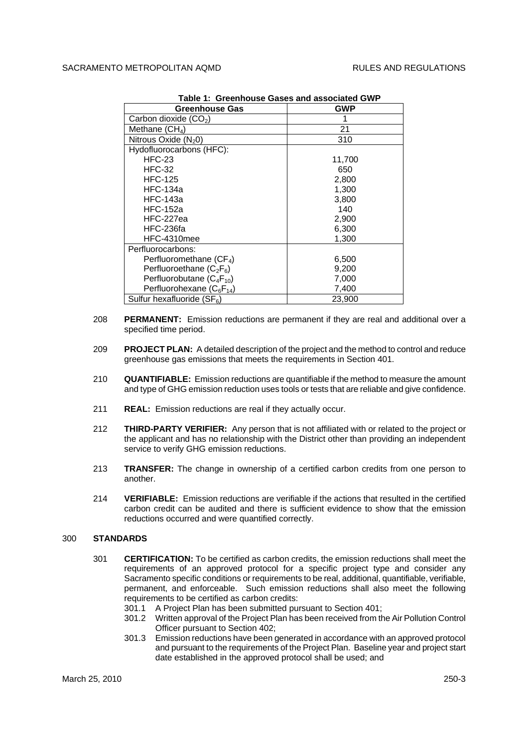**Table 1: Greenhouse Gases and associated GWP**

| Greenhouse Gas | GWP |
|---|---|
| Carbon dioxide ($CO_2$) | 1 |
| Methane ($CH_4$) | 21 |
| Nitrous Oxide ($N_20$) | 310 |
| Hydofluorocarbons (HFC): | |
| HFC-23 | 11,700 |
| HFC-32 | 650 |
| HFC-125 | 2,800 |
| HFC-134a | 1,300 |
| HFC-143a | 3,800 |
| HFC-152a | 140 |
| HFC-227ea | 2,900 |
| HFC-236fa | 6,300 |
| HFC-4310mee | 1,300 |
| Perfluorocarbons: | |
| Perfluoromethane ($CF_4$) | 6,500 |
| Perfluoroethane ($C_2F_6$) | 9,200 |
| Perfluorobutane ($C_4F_{10}$) | 7,000 |
| Perfluorohexane ($C_6F_{14}$) | 7,400 |
| Sulfur hexafluoride ($SF_6$) | 23,900 |

208 **PERMANENT:** Emission reductions are permanent if they are real and additional over a specified time period.

209 **PROJECT PLAN:** A detailed description of the project and the method to control and reduce greenhouse gas emissions that meets the requirements in Section 401.

210 **QUANTIFIABLE:** Emission reductions are quantifiable if the method to measure the amount and type of GHG emission reduction uses tools or tests that are reliable and give confidence.

211 **REAL:** Emission reductions are real if they actually occur.

212 **THIRD-PARTY VERIFIER:** Any person that is not affiliated with or related to the project or the applicant and has no relationship with the District other than providing an independent service to verify GHG emission reductions.

213 **TRANSFER:** The change in ownership of a certified carbon credits from one person to another.

214 **VERIFIABLE:** Emission reductions are verifiable if the actions that resulted in the certified carbon credit can be audited and there is sufficient evidence to show that the emission reductions occurred and were quantified correctly.

## 300 STANDARDS

301 **CERTIFICATION:** To be certified as carbon credits, the emission reductions shall meet the requirements of an approved protocol for a specific project type and consider any Sacramento specific conditions or requirements to be real, additional, quantifiable, verifiable, permanent, and enforceable. Such emission reductions shall also meet the following requirements to be certified as carbon credits:

301.1 A Project Plan has been submitted pursuant to Section 401;

301.2 Written approval of the Project Plan has been received from the Air Pollution Control Officer pursuant to Section 402;

301.3 Emission reductions have been generated in accordance with an approved protocol and pursuant to the requirements of the Project Plan. Baseline year and project start date established in the approved protocol shall be used; and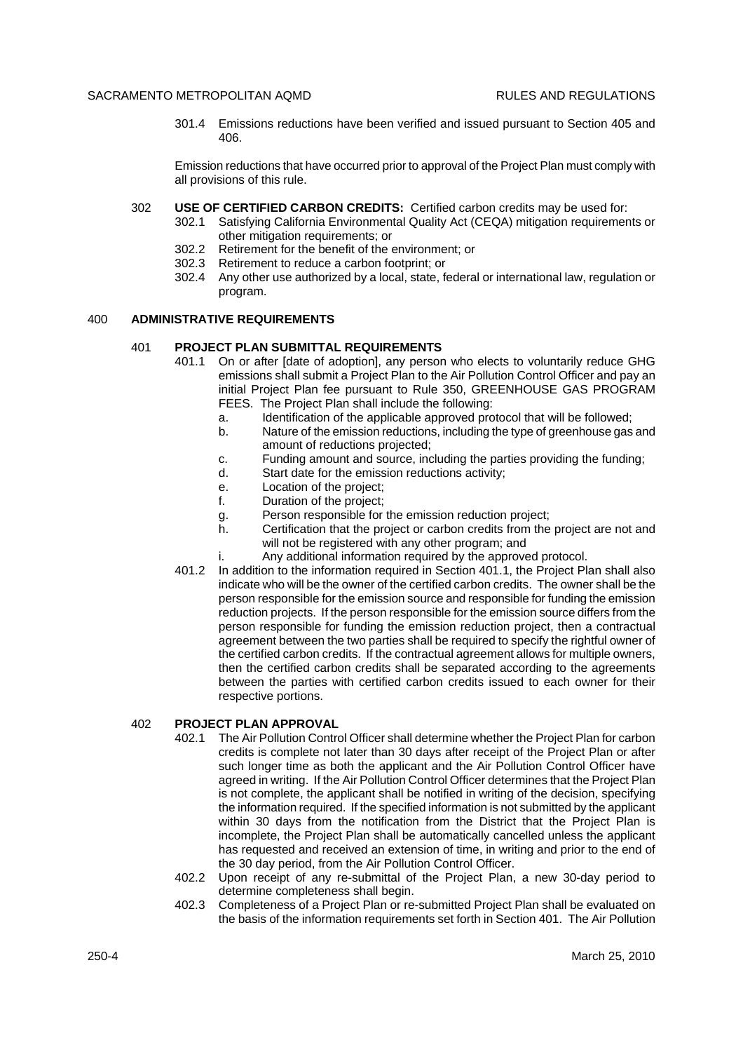301.4 Emissions reductions have been verified and issued pursuant to Section 405 and 406.

Emission reductions that have occurred prior to approval of the Project Plan must comply with all provisions of this rule.

302 **USE OF CERTIFIED CARBON CREDITS:** Certified carbon credits may be used for:

302.1 Satisfying California Environmental Quality Act (CEQA) mitigation requirements or other mitigation requirements; or

302.2 Retirement for the benefit of the environment; or

302.3 Retirement to reduce a carbon footprint; or

302.4 Any other use authorized by a local, state, federal or international law, regulation or program.

## 400 ADMINISTRATIVE REQUIREMENTS

### 401 PROJECT PLAN SUBMITTAL REQUIREMENTS

401.1 On or after [date of adoption], any person who elects to voluntarily reduce GHG emissions shall submit a Project Plan to the Air Pollution Control Officer and pay an initial Project Plan fee pursuant to Rule 350, GREENHOUSE GAS PROGRAM FEES. The Project Plan shall include the following:

a. Identification of the applicable approved protocol that will be followed;
b. Nature of the emission reductions, including the type of greenhouse gas and amount of reductions projected;
c. Funding amount and source, including the parties providing the funding;
d. Start date for the emission reductions activity;
e. Location of the project;
f. Duration of the project;
g. Person responsible for the emission reduction project;
h. Certification that the project or carbon credits from the project are not and will not be registered with any other program; and
i. Any additional information required by the approved protocol.

401.2 In addition to the information required in Section 401.1, the Project Plan shall also indicate who will be the owner of the certified carbon credits. The owner shall be the person responsible for the emission source and responsible for funding the emission reduction projects. If the person responsible for the emission source differs from the person responsible for funding the emission reduction project, then a contractual agreement between the two parties shall be required to specify the rightful owner of the certified carbon credits. If the contractual agreement allows for multiple owners, then the certified carbon credits shall be separated according to the agreements between the parties with certified carbon credits issued to each owner for their respective portions.

### 402 PROJECT PLAN APPROVAL

402.1 The Air Pollution Control Officer shall determine whether the Project Plan for carbon credits is complete not later than 30 days after receipt of the Project Plan or after such longer time as both the applicant and the Air Pollution Control Officer have agreed in writing. If the Air Pollution Control Officer determines that the Project Plan is not complete, the applicant shall be notified in writing of the decision, specifying the information required. If the specified information is not submitted by the applicant within 30 days from the notification from the District that the Project Plan is incomplete, the Project Plan shall be automatically cancelled unless the applicant has requested and received an extension of time, in writing and prior to the end of the 30 day period, from the Air Pollution Control Officer.

402.2 Upon receipt of any re-submittal of the Project Plan, a new 30-day period to determine completeness shall begin.

402.3 Completeness of a Project Plan or re-submitted Project Plan shall be evaluated on the basis of the information requirements set forth in Section 401. The Air Pollution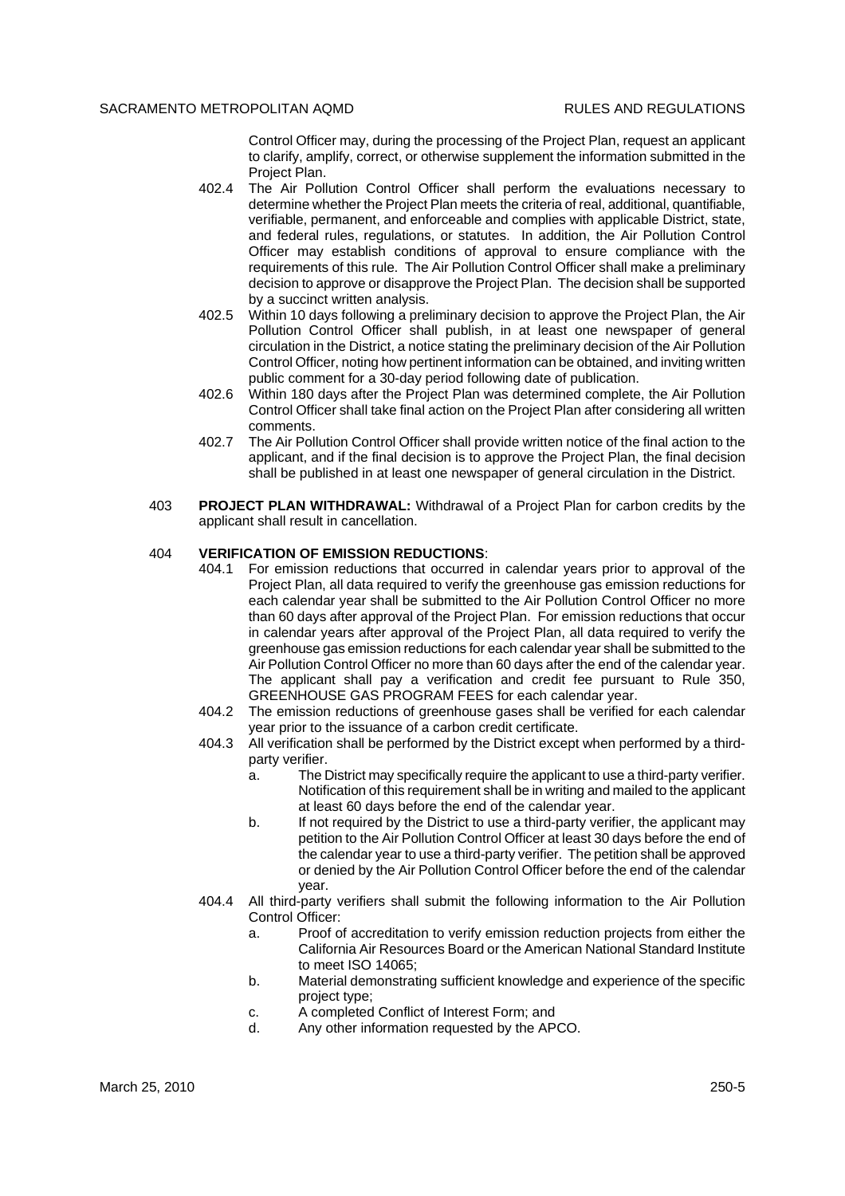Control Officer may, during the processing of the Project Plan, request an applicant to clarify, amplify, correct, or otherwise supplement the information submitted in the Project Plan.

402.4 The Air Pollution Control Officer shall perform the evaluations necessary to determine whether the Project Plan meets the criteria of real, additional, quantifiable, verifiable, permanent, and enforceable and complies with applicable District, state, and federal rules, regulations, or statutes. In addition, the Air Pollution Control Officer may establish conditions of approval to ensure compliance with the requirements of this rule. The Air Pollution Control Officer shall make a preliminary decision to approve or disapprove the Project Plan. The decision shall be supported by a succinct written analysis.

402.5 Within 10 days following a preliminary decision to approve the Project Plan, the Air Pollution Control Officer shall publish, in at least one newspaper of general circulation in the District, a notice stating the preliminary decision of the Air Pollution Control Officer, noting how pertinent information can be obtained, and inviting written public comment for a 30-day period following date of publication.

402.6 Within 180 days after the Project Plan was determined complete, the Air Pollution Control Officer shall take final action on the Project Plan after considering all written comments.

402.7 The Air Pollution Control Officer shall provide written notice of the final action to the applicant, and if the final decision is to approve the Project Plan, the final decision shall be published in at least one newspaper of general circulation in the District.

403 **PROJECT PLAN WITHDRAWAL:** Withdrawal of a Project Plan for carbon credits by the applicant shall result in cancellation.

404 **VERIFICATION OF EMISSION REDUCTIONS**:

404.1 For emission reductions that occurred in calendar years prior to approval of the Project Plan, all data required to verify the greenhouse gas emission reductions for each calendar year shall be submitted to the Air Pollution Control Officer no more than 60 days after approval of the Project Plan. For emission reductions that occur in calendar years after approval of the Project Plan, all data required to verify the greenhouse gas emission reductions for each calendar year shall be submitted to the Air Pollution Control Officer no more than 60 days after the end of the calendar year. The applicant shall pay a verification and credit fee pursuant to Rule 350, GREENHOUSE GAS PROGRAM FEES for each calendar year.

404.2 The emission reductions of greenhouse gases shall be verified for each calendar year prior to the issuance of a carbon credit certificate.

404.3 All verification shall be performed by the District except when performed by a third-party verifier.

a. The District may specifically require the applicant to use a third-party verifier. Notification of this requirement shall be in writing and mailed to the applicant at least 60 days before the end of the calendar year.

b. If not required by the District to use a third-party verifier, the applicant may petition to the Air Pollution Control Officer at least 30 days before the end of the calendar year to use a third-party verifier. The petition shall be approved or denied by the Air Pollution Control Officer before the end of the calendar year.

404.4 All third-party verifiers shall submit the following information to the Air Pollution Control Officer:

a. Proof of accreditation to verify emission reduction projects from either the California Air Resources Board or the American National Standard Institute to meet ISO 14065;

b. Material demonstrating sufficient knowledge and experience of the specific project type;

c. A completed Conflict of Interest Form; and

d. Any other information requested by the APCO.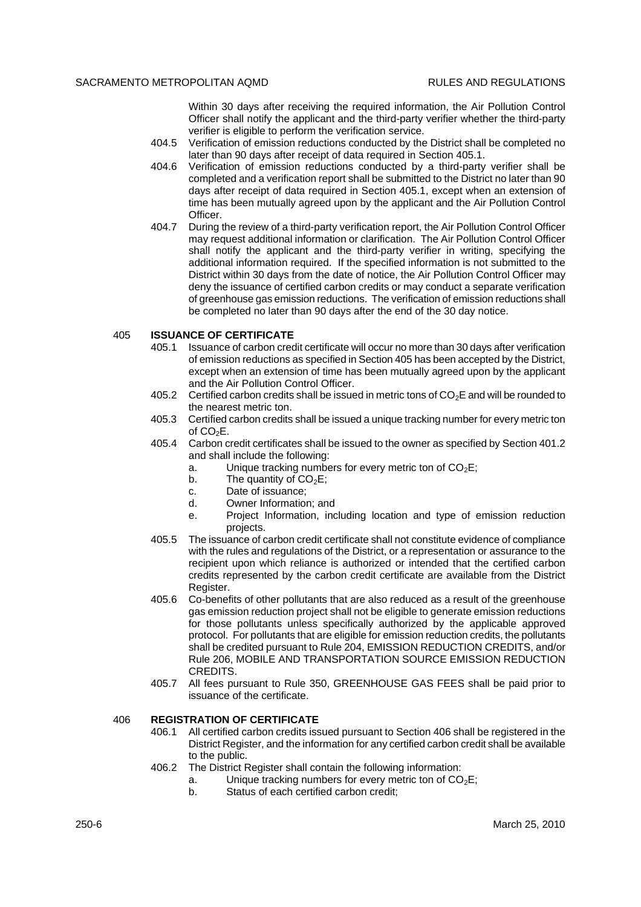Within 30 days after receiving the required information, the Air Pollution Control Officer shall notify the applicant and the third-party verifier whether the third-party verifier is eligible to perform the verification service.

404.5 Verification of emission reductions conducted by the District shall be completed no later than 90 days after receipt of data required in Section 405.1.

404.6 Verification of emission reductions conducted by a third-party verifier shall be completed and a verification report shall be submitted to the District no later than 90 days after receipt of data required in Section 405.1, except when an extension of time has been mutually agreed upon by the applicant and the Air Pollution Control Officer.

404.7 During the review of a third-party verification report, the Air Pollution Control Officer may request additional information or clarification. The Air Pollution Control Officer shall notify the applicant and the third-party verifier in writing, specifying the additional information required. If the specified information is not submitted to the District within 30 days from the date of notice, the Air Pollution Control Officer may deny the issuance of certified carbon credits or may conduct a separate verification of greenhouse gas emission reductions. The verification of emission reductions shall be completed no later than 90 days after the end of the 30 day notice.

## 405 ISSUANCE OF CERTIFICATE

405.1 Issuance of carbon credit certificate will occur no more than 30 days after verification of emission reductions as specified in Section 405 has been accepted by the District, except when an extension of time has been mutually agreed upon by the applicant and the Air Pollution Control Officer.

405.2 Certified carbon credits shall be issued in metric tons of $CO_2E$ and will be rounded to the nearest metric ton.

405.3 Certified carbon credits shall be issued a unique tracking number for every metric ton of $CO_2E$.

405.4 Carbon credit certificates shall be issued to the owner as specified by Section 401.2 and shall include the following:

- a. Unique tracking numbers for every metric ton of $CO_2E$;
- b. The quantity of $CO_2E$;
- c. Date of issuance;
- d. Owner Information; and
- e. Project Information, including location and type of emission reduction projects.

405.5 The issuance of carbon credit certificate shall not constitute evidence of compliance with the rules and regulations of the District, or a representation or assurance to the recipient upon which reliance is authorized or intended that the certified carbon credits represented by the carbon credit certificate are available from the District Register.

405.6 Co-benefits of other pollutants that are also reduced as a result of the greenhouse gas emission reduction project shall not be eligible to generate emission reductions for those pollutants unless specifically authorized by the applicable approved protocol. For pollutants that are eligible for emission reduction credits, the pollutants shall be credited pursuant to Rule 204, EMISSION REDUCTION CREDITS, and/or Rule 206, MOBILE AND TRANSPORTATION SOURCE EMISSION REDUCTION CREDITS.

405.7 All fees pursuant to Rule 350, GREENHOUSE GAS FEES shall be paid prior to issuance of the certificate.

## 406 REGISTRATION OF CERTIFICATE

406.1 All certified carbon credits issued pursuant to Section 406 shall be registered in the District Register, and the information for any certified carbon credit shall be available to the public.

406.2 The District Register shall contain the following information:

- a. Unique tracking numbers for every metric ton of $CO_2E$;
- b. Status of each certified carbon credit;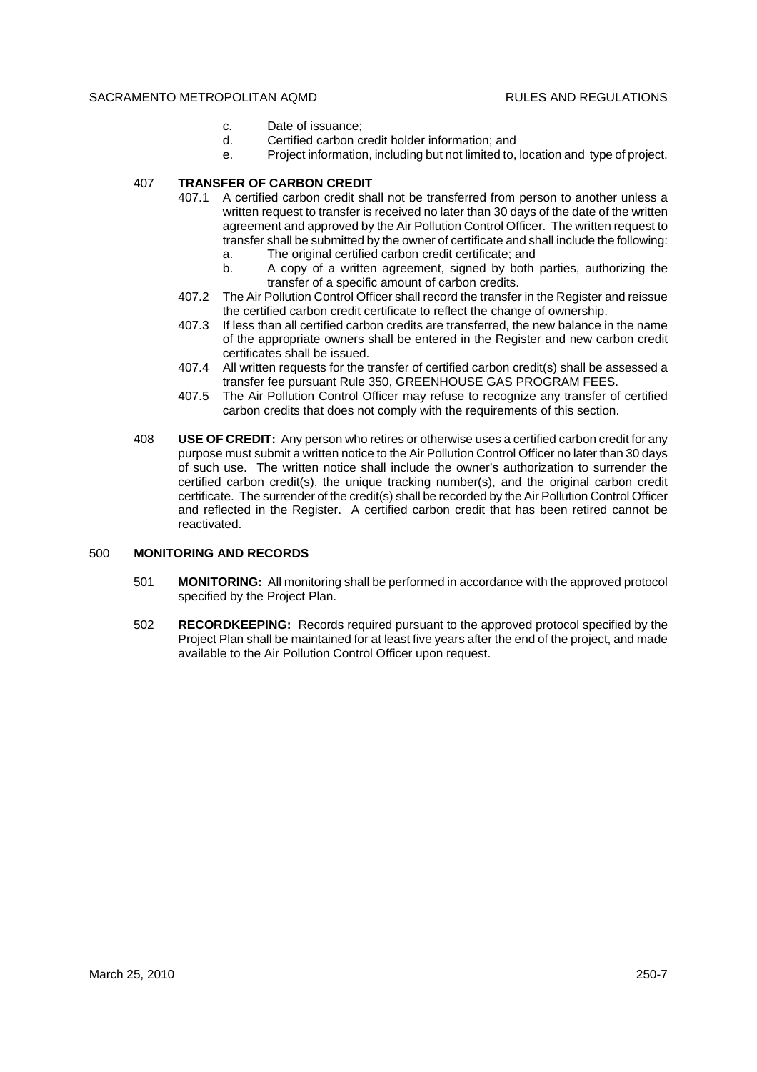c. Date of issuance;
d. Certified carbon credit holder information; and
e. Project information, including but not limited to, location and type of project.

407 **TRANSFER OF CARBON CREDIT**

407.1 A certified carbon credit shall not be transferred from person to another unless a written request to transfer is received no later than 30 days of the date of the written agreement and approved by the Air Pollution Control Officer. The written request to transfer shall be submitted by the owner of certificate and shall include the following:

a. The original certified carbon credit certificate; and
b. A copy of a written agreement, signed by both parties, authorizing the transfer of a specific amount of carbon credits.

407.2 The Air Pollution Control Officer shall record the transfer in the Register and reissue the certified carbon credit certificate to reflect the change of ownership.

407.3 If less than all certified carbon credits are transferred, the new balance in the name of the appropriate owners shall be entered in the Register and new carbon credit certificates shall be issued.

407.4 All written requests for the transfer of certified carbon credit(s) shall be assessed a transfer fee pursuant Rule 350, GREENHOUSE GAS PROGRAM FEES.

407.5 The Air Pollution Control Officer may refuse to recognize any transfer of certified carbon credits that does not comply with the requirements of this section.

408 **USE OF CREDIT:** Any person who retires or otherwise uses a certified carbon credit for any purpose must submit a written notice to the Air Pollution Control Officer no later than 30 days of such use. The written notice shall include the owner's authorization to surrender the certified carbon credit(s), the unique tracking number(s), and the original carbon credit certificate. The surrender of the credit(s) shall be recorded by the Air Pollution Control Officer and reflected in the Register. A certified carbon credit that has been retired cannot be reactivated.

## 500 MONITORING AND RECORDS

501 **MONITORING:** All monitoring shall be performed in accordance with the approved protocol specified by the Project Plan.

502 **RECORDKEEPING:** Records required pursuant to the approved protocol specified by the Project Plan shall be maintained for at least five years after the end of the project, and made available to the Air Pollution Control Officer upon request.